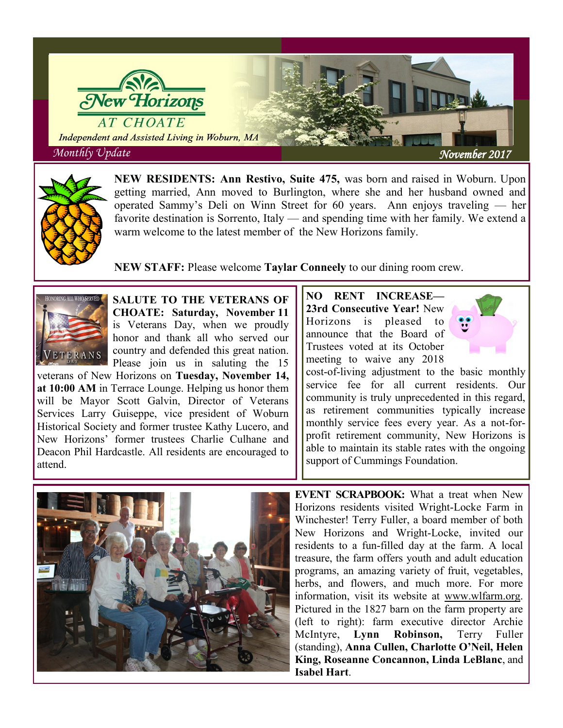# New Horizons AT CHOATE

*Independent and Assisted Living in Woburn, MA*

*Monthly Update* — *November 2017*

**NEW RESIDENTS: Ann Restivo, Suite 475,** was born and raised in Woburn. Upon getting married, Ann moved to Burlington, where she and her husband owned and operated Sammy's Deli on Winn Street for 60 years. Ann enjoys traveling — her favorite destination is Sorrento, Italy — and spending time with her family. We extend a warm welcome to the latest member of the New Horizons family.

**NEW STAFF:** Please welcome **Taylar Conneely** to our dining room crew.

**SALUTE TO THE VETERANS OF CHOATE: Saturday, November 11** is Veterans Day, when we proudly honor and thank all who served our country and defended this great nation. Please join us in saluting the 15 veterans of New Horizons on **Tuesday, November 14, at 10:00 AM** in Terrace Lounge. Helping us honor them will be Mayor Scott Galvin, Director of Veterans Services Larry Guiseppe, vice president of Woburn Historical Society and former trustee Kathy Lucero, and New Horizons' former trustees Charlie Culhane and Deacon Phil Hardcastle. All residents are encouraged to attend.

**NO RENT INCREASE— 23rd Consecutive Year!** New Horizons is pleased to announce that the Board of Trustees voted at its October meeting to waive any 2018 cost-of-living adjustment to the basic monthly service fee for all current residents. Our community is truly unprecedented in this regard, as retirement communities typically increase monthly service fees every year. As a not-for-profit retirement community, New Horizons is able to maintain its stable rates with the ongoing support of Cummings Foundation.

**EVENT SCRAPBOOK:** What a treat when New Horizons residents visited Wright-Locke Farm in Winchester! Terry Fuller, a board member of both New Horizons and Wright-Locke, invited our residents to a fun-filled day at the farm. A local treasure, the farm offers youth and adult education programs, an amazing variety of fruit, vegetables, herbs, and flowers, and much more. For more information, visit its website at www.wlfarm.org. Pictured in the 1827 barn on the farm property are (left to right): farm executive director Archie McIntyre, **Lynn Robinson,** Terry Fuller (standing), **Anna Cullen, Charlotte O'Neil, Helen King, Roseanne Concannon, Linda LeBlanc**, and **Isabel Hart**.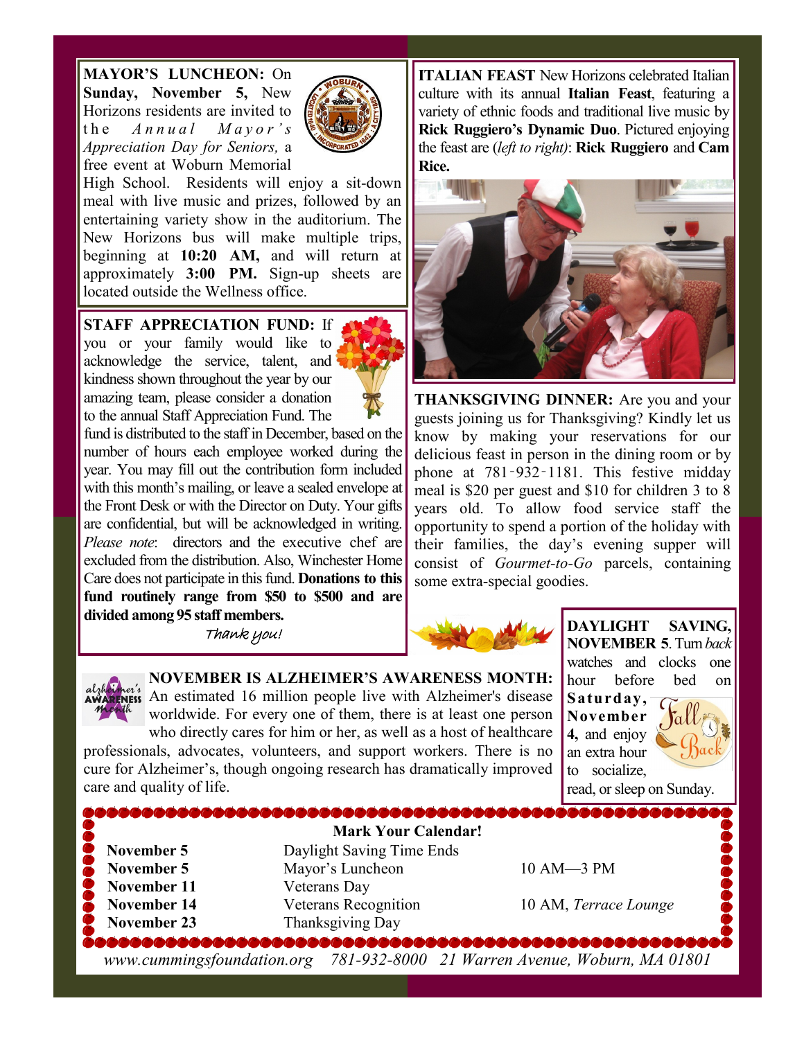**MAYOR'S LUNCHEON:** On **Sunday, November 5,** New Horizons residents are invited to the *Annual Mayor's Appreciation Day for Seniors,* a free event at Woburn Memorial High School. Residents will enjoy a sit-down meal with live music and prizes, followed by an entertaining variety show in the auditorium. The New Horizons bus will make multiple trips, beginning at **10:20 AM,** and will return at approximately **3:00 PM.** Sign-up sheets are located outside the Wellness office.

**STAFF APPRECIATION FUND:** If you or your family would like to acknowledge the service, talent, and kindness shown throughout the year by our amazing team, please consider a donation to the annual Staff Appreciation Fund. The fund is distributed to the staff in December, based on the number of hours each employee worked during the year. You may fill out the contribution form included with this month's mailing, or leave a sealed envelope at the Front Desk or with the Director on Duty. Your gifts are confidential, but will be acknowledged in writing. *Please note*: directors and the executive chef are excluded from the distribution. Also, Winchester Home Care does not participate in this fund. **Donations to this fund routinely range from $50 to $500 and are divided among 95 staff members.**

*Thank you!*

**ITALIAN FEAST** New Horizons celebrated Italian culture with its annual **Italian Feast**, featuring a variety of ethnic foods and traditional live music by **Rick Ruggiero's Dynamic Duo**. Pictured enjoying the feast are (*left to right*): **Rick Ruggiero** and **Cam Rice.**

**THANKSGIVING DINNER:** Are you and your guests joining us for Thanksgiving? Kindly let us know by making your reservations for our delicious feast in person in the dining room or by phone at 781-932-1181. This festive midday meal is $20 per guest and $10 for children 3 to 8 years old. To allow food service staff the opportunity to spend a portion of the holiday with their families, the day's evening supper will consist of *Gourmet-to-Go* parcels, containing some extra-special goodies.

**NOVEMBER IS ALZHEIMER'S AWARENESS MONTH:** An estimated 16 million people live with Alzheimer's disease worldwide. For every one of them, there is at least one person who directly cares for him or her, as well as a host of healthcare professionals, advocates, volunteers, and support workers. There is no cure for Alzheimer's, though ongoing research has dramatically improved care and quality of life.

**DAYLIGHT SAVING, NOVEMBER 5**. Turn *back* watches and clocks one hour before bed on **Saturday, November 4,** and enjoy an extra hour to socialize, read, or sleep on Sunday.

**Mark Your Calendar!**

| | | |
|---|---|---|
| **November 5** | Daylight Saving Time Ends | |
| **November 5** | Mayor's Luncheon | 10 AM—3 PM |
| **November 11** | Veterans Day | |
| **November 14** | Veterans Recognition | 10 AM, *Terrace Lounge* |
| **November 23** | Thanksgiving Day | |

*www.cummingsfoundation.org 781-932-8000 21 Warren Avenue, Woburn, MA 01801*